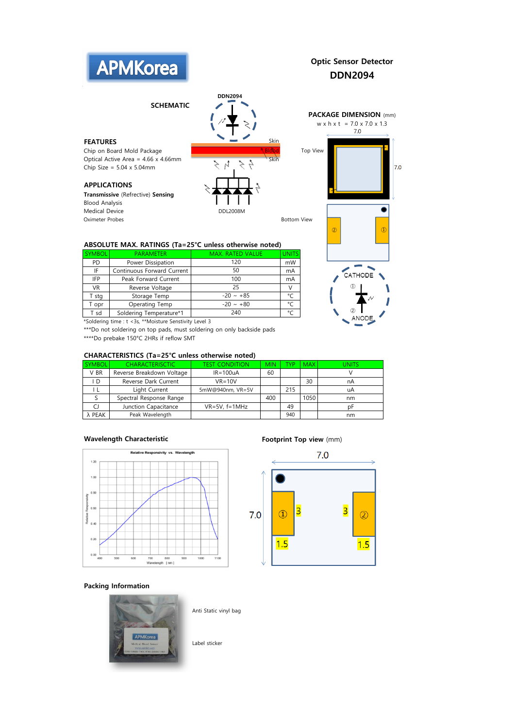APMKorea

# Optic Sensor Detector
# DDN2094

### SCHEMATIC

DDN2094

Skin
Blood
Skin

DDL2008M

### PACKAGE DIMENSION (mm)

w x h x t = 7.0 x 7.0 x 1.3

7.0

Top View

7.0

Bottom View

② ①

CATHODE
①
②
ANODE

### FEATURES

Chip on Board Mold Package
Optical Active Area = 4.66 x 4.66mm
Chip Size = 5.04 x 5.04mm

### APPLICATIONS

**Transmissive** (Refrective) **Sensing**
Blood Analysis
Medical Device
Oximeter Probes

### ABSOLUTE MAX. RATINGS (Ta=25℃ unless otherwise noted)

| SYMBOL | PARAMETER | MAX. RATED VALUE | UNITS |
|---|---|---|---|
| PD | Power Dissipation | 120 | mW |
| IF | Continuous Forward Current | 50 | mA |
| IFP | Peak Forward Current | 100 | mA |
| VR | Reverse Voltage | 25 | V |
| T stg | Storage Temp | -20 ~ +85 | ℃ |
| T opr | Operating Temp | -20 ~ +80 | ℃ |
| T sd | Soldering Temperature*1 | 240 | ℃ |

*Soldering time : t <3s, **Moisture Senstivity Level 3
***Do not soldering on top pads, must soldering on only backside pads
****Do prebake 150℃ 2HRs if reflow SMT

### CHARACTERISTICS (Ta=25℃ unless otherwise noted)

| SYMBOL | CHARACTERISCTIC | TEST CONDITION | MIN | TYP | MAX | UNITS |
|---|---|---|---|---|---|---|
| V BR | Reverse Breakdown Voltage | IR=100uA | 60 | | | V |
| I D | Reverse Dark Current | VR=10V | | | 30 | nA |
| I L | Light Current | 5mW@940nm, VR=5V | | 215 | | uA |
| S | Spectral Response Range | | 400 | | 1050 | nm |
| CJ | Junction Capacitance | VR=5V, f=1MHz | | 49 | | pF |
| λ PEAK | Peak Wavelength | | | 940 | | nm |

### Wavelength Characteristic

Relative Responsivity vs. Wavelength

### Footprint Top view (mm)

7.0

7.0

① 3 3 ②

1.5 1.5

### Packing Information

Anti Static vinyl bag

Label sticker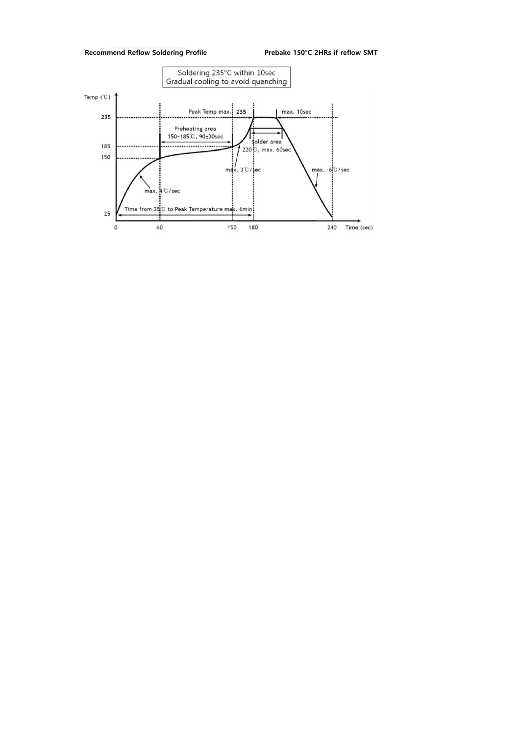**Recommend Reflow Soldering Profile** **Prebake 150°C 2HRs if reflow SMT**

Soldering 235°C within 10sec
Gradual cooling to avoid quenching

Temp (℃)

235

185

150

25

Peak Temp max. 235

max. 10sec

Preheating area
150~185℃, 90±30sec

Solder area
220℃, max. 60sec

max. 3℃/sec

max. -6℃/sec

max. 4℃/sec

Time from 25℃ to Peak Temperature max. 6min

0 60 150 180 240 Time (sec)